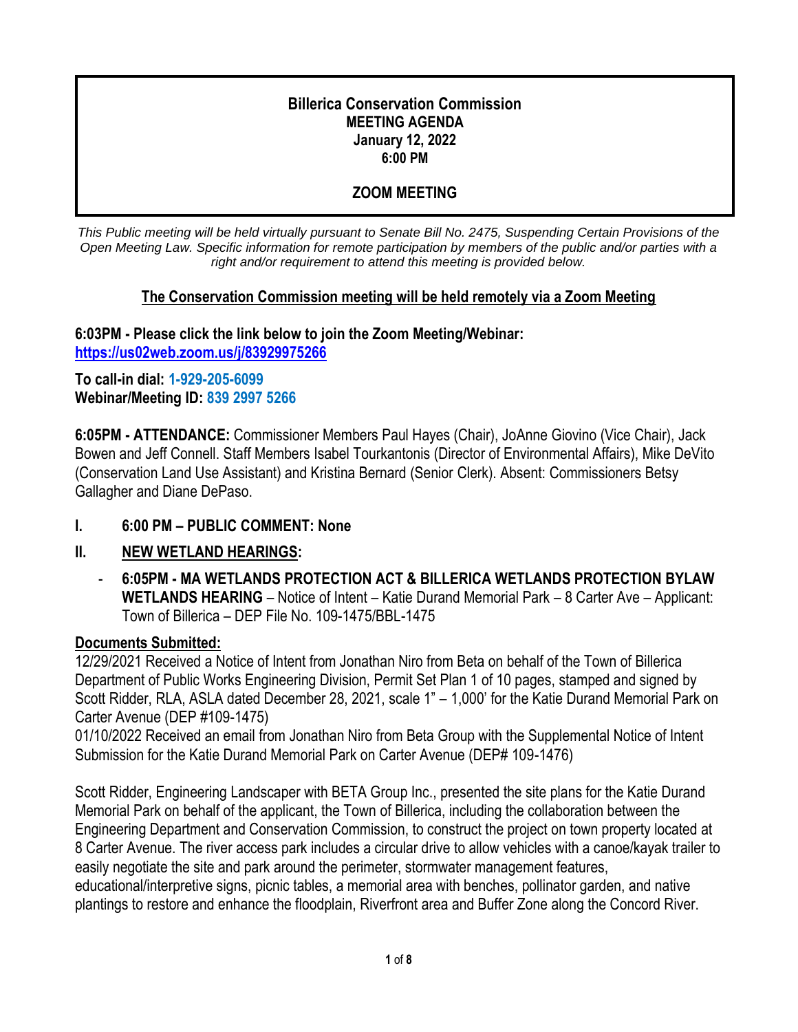**Billerica Conservation Commission**
**MEETING AGENDA**
**January 12, 2022**
**6:00 PM**

**ZOOM MEETING**

*This Public meeting will be held virtually pursuant to Senate Bill No. 2475, Suspending Certain Provisions of the Open Meeting Law. Specific information for remote participation by members of the public and/or parties with a right and/or requirement to attend this meeting is provided below.*

**The Conservation Commission meeting will be held remotely via a Zoom Meeting**

**6:03PM - Please click the link below to join the Zoom Meeting/Webinar:**
**https://us02web.zoom.us/j/83929975266**

**To call-in dial: 1-929-205-6099**
**Webinar/Meeting ID: 839 2997 5266**

**6:05PM - ATTENDANCE:** Commissioner Members Paul Hayes (Chair), JoAnne Giovino (Vice Chair), Jack Bowen and Jeff Connell. Staff Members Isabel Tourkantonis (Director of Environmental Affairs), Mike DeVito (Conservation Land Use Assistant) and Kristina Bernard (Senior Clerk). Absent: Commissioners Betsy Gallagher and Diane DePaso.

## I. 6:00 PM – PUBLIC COMMENT: None

## II. NEW WETLAND HEARINGS:

- **6:05PM - MA WETLANDS PROTECTION ACT & BILLERICA WETLANDS PROTECTION BYLAW WETLANDS HEARING** – Notice of Intent – Katie Durand Memorial Park – 8 Carter Ave – Applicant: Town of Billerica – DEP File No. 109-1475/BBL-1475

**Documents Submitted:**

12/29/2021 Received a Notice of Intent from Jonathan Niro from Beta on behalf of the Town of Billerica Department of Public Works Engineering Division, Permit Set Plan 1 of 10 pages, stamped and signed by Scott Ridder, RLA, ASLA dated December 28, 2021, scale 1" – 1,000' for the Katie Durand Memorial Park on Carter Avenue (DEP #109-1475)
01/10/2022 Received an email from Jonathan Niro from Beta Group with the Supplemental Notice of Intent Submission for the Katie Durand Memorial Park on Carter Avenue (DEP# 109-1476)

Scott Ridder, Engineering Landscaper with BETA Group Inc., presented the site plans for the Katie Durand Memorial Park on behalf of the applicant, the Town of Billerica, including the collaboration between the Engineering Department and Conservation Commission, to construct the project on town property located at 8 Carter Avenue. The river access park includes a circular drive to allow vehicles with a canoe/kayak trailer to easily negotiate the site and park around the perimeter, stormwater management features, educational/interpretive signs, picnic tables, a memorial area with benches, pollinator garden, and native plantings to restore and enhance the floodplain, Riverfront area and Buffer Zone along the Concord River.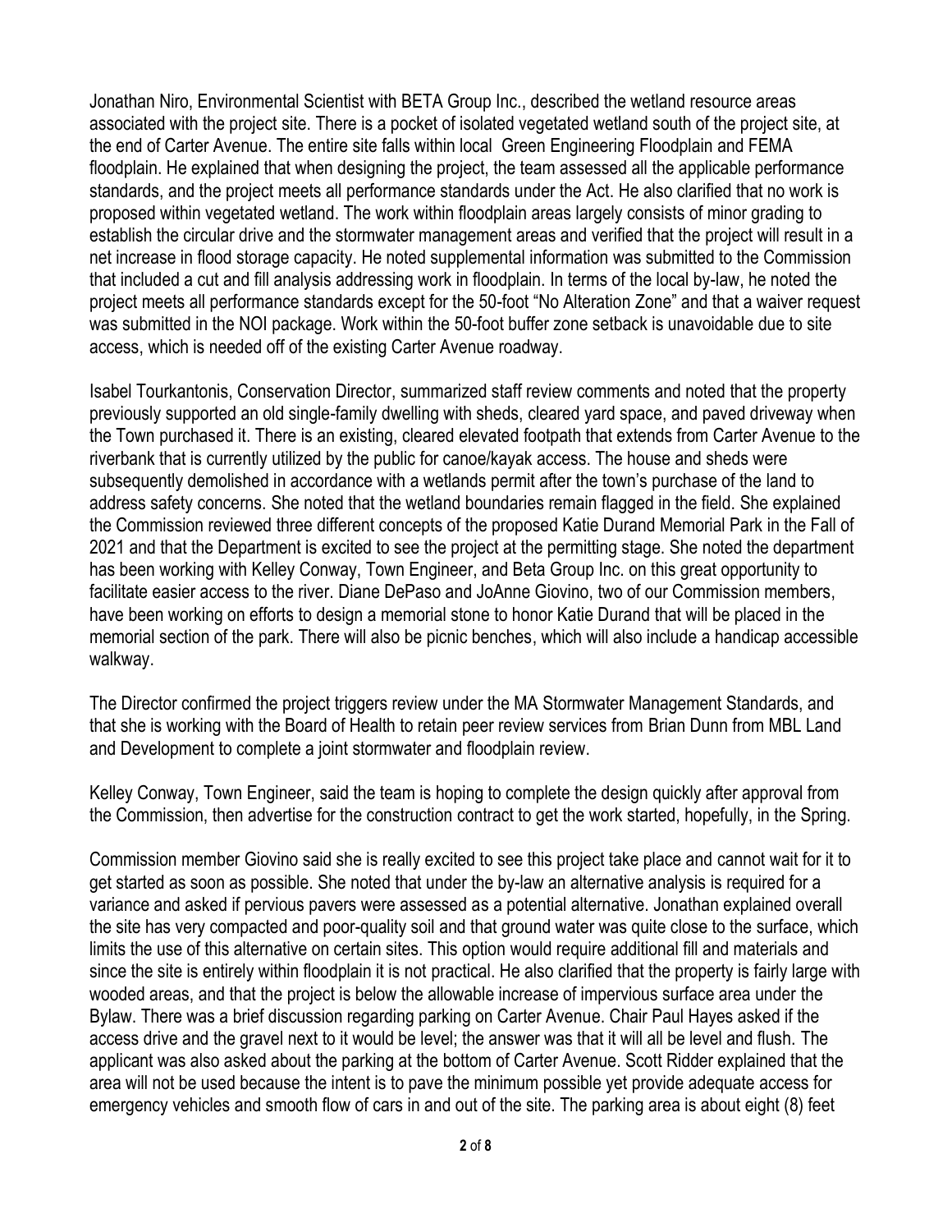Jonathan Niro, Environmental Scientist with BETA Group Inc., described the wetland resource areas associated with the project site. There is a pocket of isolated vegetated wetland south of the project site, at the end of Carter Avenue. The entire site falls within local Green Engineering Floodplain and FEMA floodplain. He explained that when designing the project, the team assessed all the applicable performance standards, and the project meets all performance standards under the Act. He also clarified that no work is proposed within vegetated wetland. The work within floodplain areas largely consists of minor grading to establish the circular drive and the stormwater management areas and verified that the project will result in a net increase in flood storage capacity. He noted supplemental information was submitted to the Commission that included a cut and fill analysis addressing work in floodplain. In terms of the local by-law, he noted the project meets all performance standards except for the 50-foot "No Alteration Zone" and that a waiver request was submitted in the NOI package. Work within the 50-foot buffer zone setback is unavoidable due to site access, which is needed off of the existing Carter Avenue roadway.

Isabel Tourkantonis, Conservation Director, summarized staff review comments and noted that the property previously supported an old single-family dwelling with sheds, cleared yard space, and paved driveway when the Town purchased it. There is an existing, cleared elevated footpath that extends from Carter Avenue to the riverbank that is currently utilized by the public for canoe/kayak access. The house and sheds were subsequently demolished in accordance with a wetlands permit after the town's purchase of the land to address safety concerns. She noted that the wetland boundaries remain flagged in the field. She explained the Commission reviewed three different concepts of the proposed Katie Durand Memorial Park in the Fall of 2021 and that the Department is excited to see the project at the permitting stage. She noted the department has been working with Kelley Conway, Town Engineer, and Beta Group Inc. on this great opportunity to facilitate easier access to the river. Diane DePaso and JoAnne Giovino, two of our Commission members, have been working on efforts to design a memorial stone to honor Katie Durand that will be placed in the memorial section of the park. There will also be picnic benches, which will also include a handicap accessible walkway.

The Director confirmed the project triggers review under the MA Stormwater Management Standards, and that she is working with the Board of Health to retain peer review services from Brian Dunn from MBL Land and Development to complete a joint stormwater and floodplain review.

Kelley Conway, Town Engineer, said the team is hoping to complete the design quickly after approval from the Commission, then advertise for the construction contract to get the work started, hopefully, in the Spring.

Commission member Giovino said she is really excited to see this project take place and cannot wait for it to get started as soon as possible. She noted that under the by-law an alternative analysis is required for a variance and asked if pervious pavers were assessed as a potential alternative. Jonathan explained overall the site has very compacted and poor-quality soil and that ground water was quite close to the surface, which limits the use of this alternative on certain sites. This option would require additional fill and materials and since the site is entirely within floodplain it is not practical. He also clarified that the property is fairly large with wooded areas, and that the project is below the allowable increase of impervious surface area under the Bylaw. There was a brief discussion regarding parking on Carter Avenue. Chair Paul Hayes asked if the access drive and the gravel next to it would be level; the answer was that it will all be level and flush. The applicant was also asked about the parking at the bottom of Carter Avenue. Scott Ridder explained that the area will not be used because the intent is to pave the minimum possible yet provide adequate access for emergency vehicles and smooth flow of cars in and out of the site. The parking area is about eight (8) feet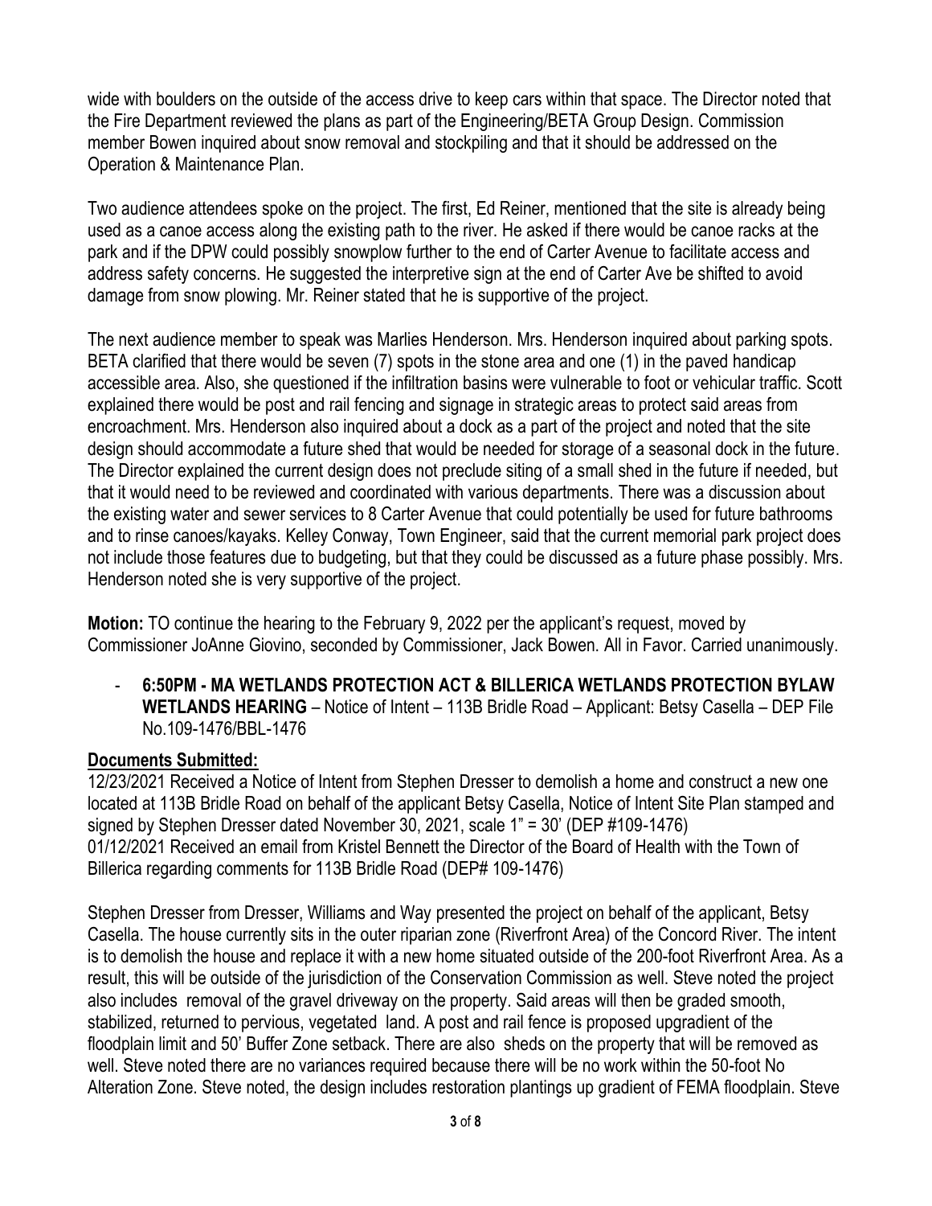wide with boulders on the outside of the access drive to keep cars within that space. The Director noted that the Fire Department reviewed the plans as part of the Engineering/BETA Group Design. Commission member Bowen inquired about snow removal and stockpiling and that it should be addressed on the Operation & Maintenance Plan.

Two audience attendees spoke on the project. The first, Ed Reiner, mentioned that the site is already being used as a canoe access along the existing path to the river. He asked if there would be canoe racks at the park and if the DPW could possibly snowplow further to the end of Carter Avenue to facilitate access and address safety concerns. He suggested the interpretive sign at the end of Carter Ave be shifted to avoid damage from snow plowing. Mr. Reiner stated that he is supportive of the project.

The next audience member to speak was Marlies Henderson. Mrs. Henderson inquired about parking spots. BETA clarified that there would be seven (7) spots in the stone area and one (1) in the paved handicap accessible area. Also, she questioned if the infiltration basins were vulnerable to foot or vehicular traffic. Scott explained there would be post and rail fencing and signage in strategic areas to protect said areas from encroachment. Mrs. Henderson also inquired about a dock as a part of the project and noted that the site design should accommodate a future shed that would be needed for storage of a seasonal dock in the future. The Director explained the current design does not preclude siting of a small shed in the future if needed, but that it would need to be reviewed and coordinated with various departments. There was a discussion about the existing water and sewer services to 8 Carter Avenue that could potentially be used for future bathrooms and to rinse canoes/kayaks. Kelley Conway, Town Engineer, said that the current memorial park project does not include those features due to budgeting, but that they could be discussed as a future phase possibly. Mrs. Henderson noted she is very supportive of the project.

**Motion:** TO continue the hearing to the February 9, 2022 per the applicant's request, moved by Commissioner JoAnne Giovino, seconded by Commissioner, Jack Bowen. All in Favor. Carried unanimously.

- **6:50PM - MA WETLANDS PROTECTION ACT & BILLERICA WETLANDS PROTECTION BYLAW WETLANDS HEARING** – Notice of Intent – 113B Bridle Road – Applicant: Betsy Casella – DEP File No.109-1476/BBL-1476

## Documents Submitted:

12/23/2021 Received a Notice of Intent from Stephen Dresser to demolish a home and construct a new one located at 113B Bridle Road on behalf of the applicant Betsy Casella, Notice of Intent Site Plan stamped and signed by Stephen Dresser dated November 30, 2021, scale 1" = 30' (DEP #109-1476)
01/12/2021 Received an email from Kristel Bennett the Director of the Board of Health with the Town of Billerica regarding comments for 113B Bridle Road (DEP# 109-1476)

Stephen Dresser from Dresser, Williams and Way presented the project on behalf of the applicant, Betsy Casella. The house currently sits in the outer riparian zone (Riverfront Area) of the Concord River. The intent is to demolish the house and replace it with a new home situated outside of the 200-foot Riverfront Area. As a result, this will be outside of the jurisdiction of the Conservation Commission as well. Steve noted the project also includes removal of the gravel driveway on the property. Said areas will then be graded smooth, stabilized, returned to pervious, vegetated land. A post and rail fence is proposed upgradient of the floodplain limit and 50' Buffer Zone setback. There are also sheds on the property that will be removed as well. Steve noted there are no variances required because there will be no work within the 50-foot No Alteration Zone. Steve noted, the design includes restoration plantings up gradient of FEMA floodplain. Steve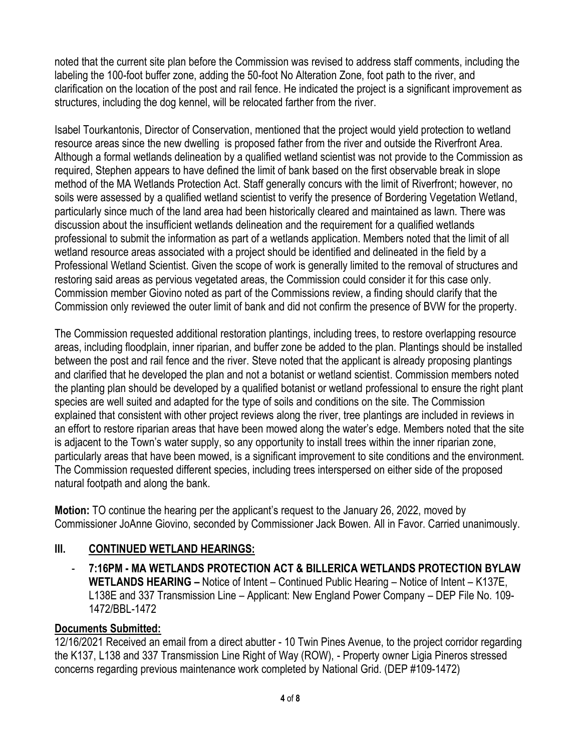noted that the current site plan before the Commission was revised to address staff comments, including the labeling the 100-foot buffer zone, adding the 50-foot No Alteration Zone, foot path to the river, and clarification on the location of the post and rail fence. He indicated the project is a significant improvement as structures, including the dog kennel, will be relocated farther from the river.

Isabel Tourkantonis, Director of Conservation, mentioned that the project would yield protection to wetland resource areas since the new dwelling is proposed father from the river and outside the Riverfront Area. Although a formal wetlands delineation by a qualified wetland scientist was not provide to the Commission as required, Stephen appears to have defined the limit of bank based on the first observable break in slope method of the MA Wetlands Protection Act. Staff generally concurs with the limit of Riverfront; however, no soils were assessed by a qualified wetland scientist to verify the presence of Bordering Vegetation Wetland, particularly since much of the land area had been historically cleared and maintained as lawn. There was discussion about the insufficient wetlands delineation and the requirement for a qualified wetlands professional to submit the information as part of a wetlands application. Members noted that the limit of all wetland resource areas associated with a project should be identified and delineated in the field by a Professional Wetland Scientist. Given the scope of work is generally limited to the removal of structures and restoring said areas as pervious vegetated areas, the Commission could consider it for this case only. Commission member Giovino noted as part of the Commissions review, a finding should clarify that the Commission only reviewed the outer limit of bank and did not confirm the presence of BVW for the property.

The Commission requested additional restoration plantings, including trees, to restore overlapping resource areas, including floodplain, inner riparian, and buffer zone be added to the plan. Plantings should be installed between the post and rail fence and the river. Steve noted that the applicant is already proposing plantings and clarified that he developed the plan and not a botanist or wetland scientist. Commission members noted the planting plan should be developed by a qualified botanist or wetland professional to ensure the right plant species are well suited and adapted for the type of soils and conditions on the site. The Commission explained that consistent with other project reviews along the river, tree plantings are included in reviews in an effort to restore riparian areas that have been mowed along the water's edge. Members noted that the site is adjacent to the Town's water supply, so any opportunity to install trees within the inner riparian zone, particularly areas that have been mowed, is a significant improvement to site conditions and the environment. The Commission requested different species, including trees interspersed on either side of the proposed natural footpath and along the bank.

**Motion:** TO continue the hearing per the applicant's request to the January 26, 2022, moved by Commissioner JoAnne Giovino, seconded by Commissioner Jack Bowen. All in Favor. Carried unanimously.

## III. CONTINUED WETLAND HEARINGS:

- **7:16PM - MA WETLANDS PROTECTION ACT & BILLERICA WETLANDS PROTECTION BYLAW WETLANDS HEARING –** Notice of Intent – Continued Public Hearing – Notice of Intent – K137E, L138E and 337 Transmission Line – Applicant: New England Power Company – DEP File No. 109-1472/BBL-1472

**Documents Submitted:**

12/16/2021 Received an email from a direct abutter - 10 Twin Pines Avenue, to the project corridor regarding the K137, L138 and 337 Transmission Line Right of Way (ROW), - Property owner Ligia Pineros stressed concerns regarding previous maintenance work completed by National Grid. (DEP #109-1472)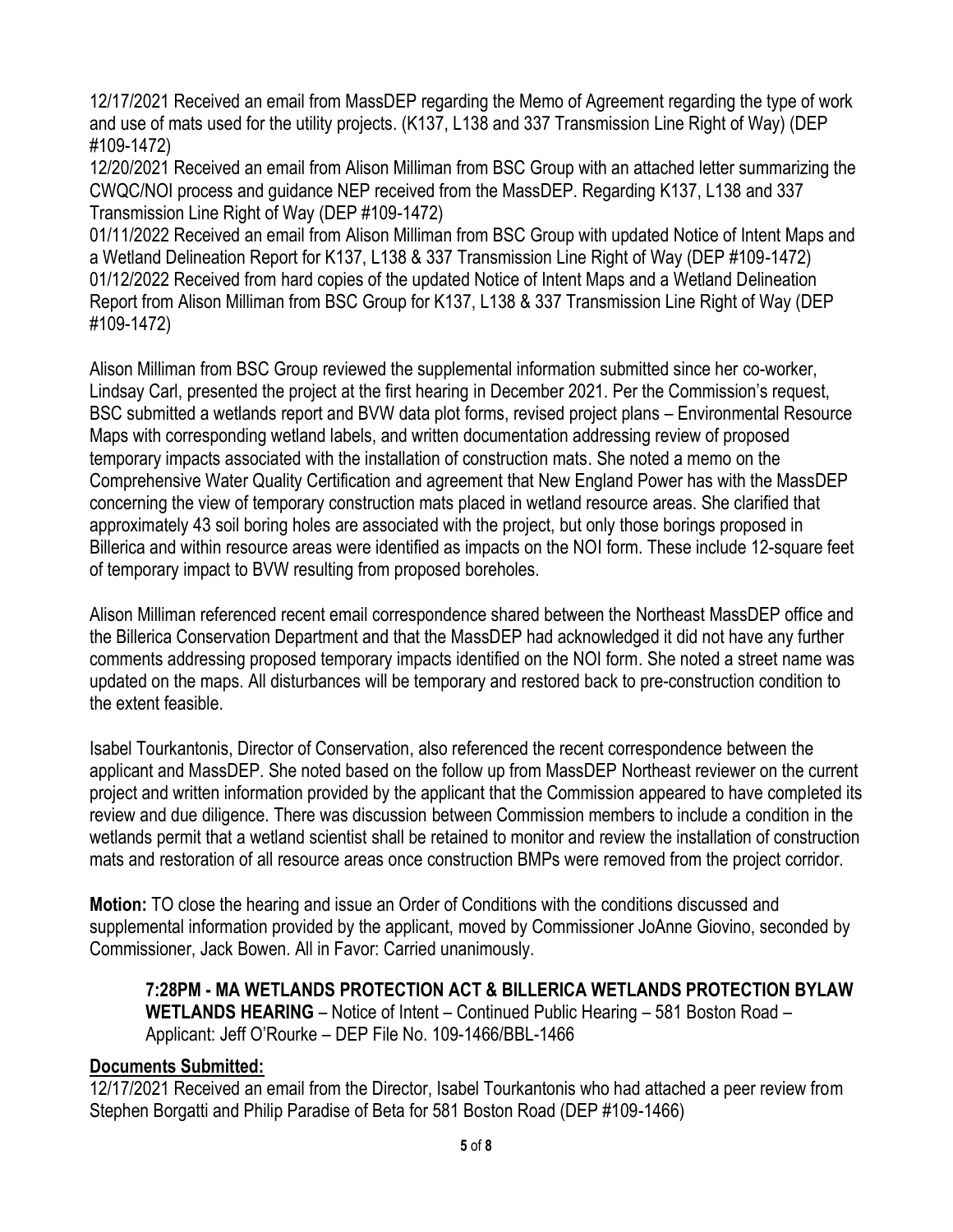12/17/2021 Received an email from MassDEP regarding the Memo of Agreement regarding the type of work and use of mats used for the utility projects. (K137, L138 and 337 Transmission Line Right of Way) (DEP #109-1472)
12/20/2021 Received an email from Alison Milliman from BSC Group with an attached letter summarizing the CWQC/NOI process and guidance NEP received from the MassDEP. Regarding K137, L138 and 337 Transmission Line Right of Way (DEP #109-1472)
01/11/2022 Received an email from Alison Milliman from BSC Group with updated Notice of Intent Maps and a Wetland Delineation Report for K137, L138 & 337 Transmission Line Right of Way (DEP #109-1472)
01/12/2022 Received from hard copies of the updated Notice of Intent Maps and a Wetland Delineation Report from Alison Milliman from BSC Group for K137, L138 & 337 Transmission Line Right of Way (DEP #109-1472)

Alison Milliman from BSC Group reviewed the supplemental information submitted since her co-worker, Lindsay Carl, presented the project at the first hearing in December 2021. Per the Commission's request, BSC submitted a wetlands report and BVW data plot forms, revised project plans – Environmental Resource Maps with corresponding wetland labels, and written documentation addressing review of proposed temporary impacts associated with the installation of construction mats. She noted a memo on the Comprehensive Water Quality Certification and agreement that New England Power has with the MassDEP concerning the view of temporary construction mats placed in wetland resource areas. She clarified that approximately 43 soil boring holes are associated with the project, but only those borings proposed in Billerica and within resource areas were identified as impacts on the NOI form. These include 12-square feet of temporary impact to BVW resulting from proposed boreholes.

Alison Milliman referenced recent email correspondence shared between the Northeast MassDEP office and the Billerica Conservation Department and that the MassDEP had acknowledged it did not have any further comments addressing proposed temporary impacts identified on the NOI form. She noted a street name was updated on the maps. All disturbances will be temporary and restored back to pre-construction condition to the extent feasible.

Isabel Tourkantonis, Director of Conservation, also referenced the recent correspondence between the applicant and MassDEP. She noted based on the follow up from MassDEP Northeast reviewer on the current project and written information provided by the applicant that the Commission appeared to have completed its review and due diligence. There was discussion between Commission members to include a condition in the wetlands permit that a wetland scientist shall be retained to monitor and review the installation of construction mats and restoration of all resource areas once construction BMPs were removed from the project corridor.

**Motion:** TO close the hearing and issue an Order of Conditions with the conditions discussed and supplemental information provided by the applicant, moved by Commissioner JoAnne Giovino, seconded by Commissioner, Jack Bowen. All in Favor: Carried unanimously.

**7:28PM - MA WETLANDS PROTECTION ACT & BILLERICA WETLANDS PROTECTION BYLAW WETLANDS HEARING** – Notice of Intent – Continued Public Hearing – 581 Boston Road – Applicant: Jeff O'Rourke – DEP File No. 109-1466/BBL-1466

## Documents Submitted:

12/17/2021 Received an email from the Director, Isabel Tourkantonis who had attached a peer review from Stephen Borgatti and Philip Paradise of Beta for 581 Boston Road (DEP #109-1466)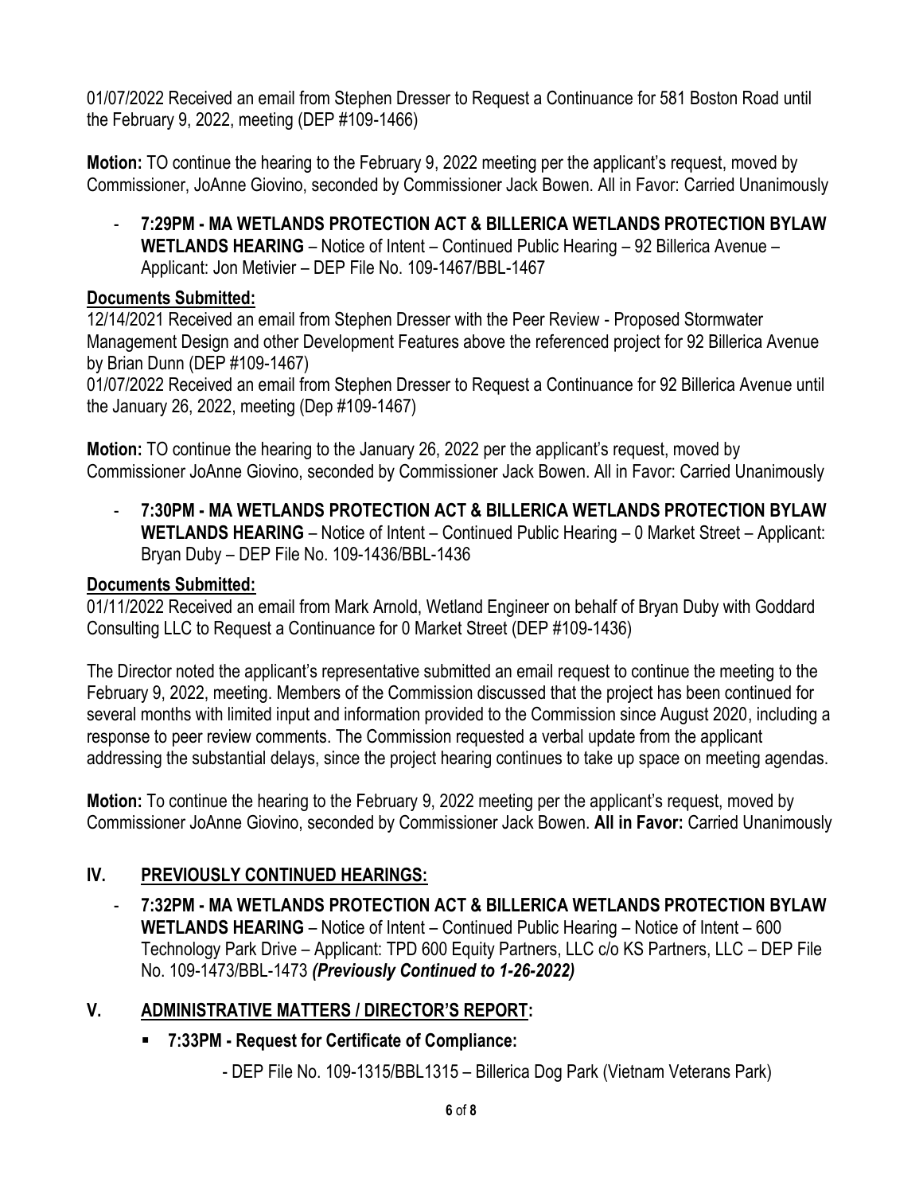01/07/2022 Received an email from Stephen Dresser to Request a Continuance for 581 Boston Road until the February 9, 2022, meeting (DEP #109-1466)

**Motion:** TO continue the hearing to the February 9, 2022 meeting per the applicant's request, moved by Commissioner, JoAnne Giovino, seconded by Commissioner Jack Bowen. All in Favor: Carried Unanimously

- **7:29PM - MA WETLANDS PROTECTION ACT & BILLERICA WETLANDS PROTECTION BYLAW WETLANDS HEARING** – Notice of Intent – Continued Public Hearing – 92 Billerica Avenue – Applicant: Jon Metivier – DEP File No. 109-1467/BBL-1467

**Documents Submitted:**

12/14/2021 Received an email from Stephen Dresser with the Peer Review - Proposed Stormwater Management Design and other Development Features above the referenced project for 92 Billerica Avenue by Brian Dunn (DEP #109-1467)

01/07/2022 Received an email from Stephen Dresser to Request a Continuance for 92 Billerica Avenue until the January 26, 2022, meeting (Dep #109-1467)

**Motion:** TO continue the hearing to the January 26, 2022 per the applicant's request, moved by Commissioner JoAnne Giovino, seconded by Commissioner Jack Bowen. All in Favor: Carried Unanimously

- **7:30PM - MA WETLANDS PROTECTION ACT & BILLERICA WETLANDS PROTECTION BYLAW WETLANDS HEARING** – Notice of Intent – Continued Public Hearing – 0 Market Street – Applicant: Bryan Duby – DEP File No. 109-1436/BBL-1436

**Documents Submitted:**

01/11/2022 Received an email from Mark Arnold, Wetland Engineer on behalf of Bryan Duby with Goddard Consulting LLC to Request a Continuance for 0 Market Street (DEP #109-1436)

The Director noted the applicant's representative submitted an email request to continue the meeting to the February 9, 2022, meeting. Members of the Commission discussed that the project has been continued for several months with limited input and information provided to the Commission since August 2020, including a response to peer review comments. The Commission requested a verbal update from the applicant addressing the substantial delays, since the project hearing continues to take up space on meeting agendas.

**Motion:** To continue the hearing to the February 9, 2022 meeting per the applicant's request, moved by Commissioner JoAnne Giovino, seconded by Commissioner Jack Bowen. **All in Favor:** Carried Unanimously

## IV. PREVIOUSLY CONTINUED HEARINGS:

- **7:32PM - MA WETLANDS PROTECTION ACT & BILLERICA WETLANDS PROTECTION BYLAW WETLANDS HEARING** – Notice of Intent – Continued Public Hearing – Notice of Intent – 600 Technology Park Drive – Applicant: TPD 600 Equity Partners, LLC c/o KS Partners, LLC – DEP File No. 109-1473/BBL-1473 ***(Previously Continued to 1-26-2022)***

## V. ADMINISTRATIVE MATTERS / DIRECTOR'S REPORT:

- **7:33PM - Request for Certificate of Compliance:**
  - DEP File No. 109-1315/BBL1315 – Billerica Dog Park (Vietnam Veterans Park)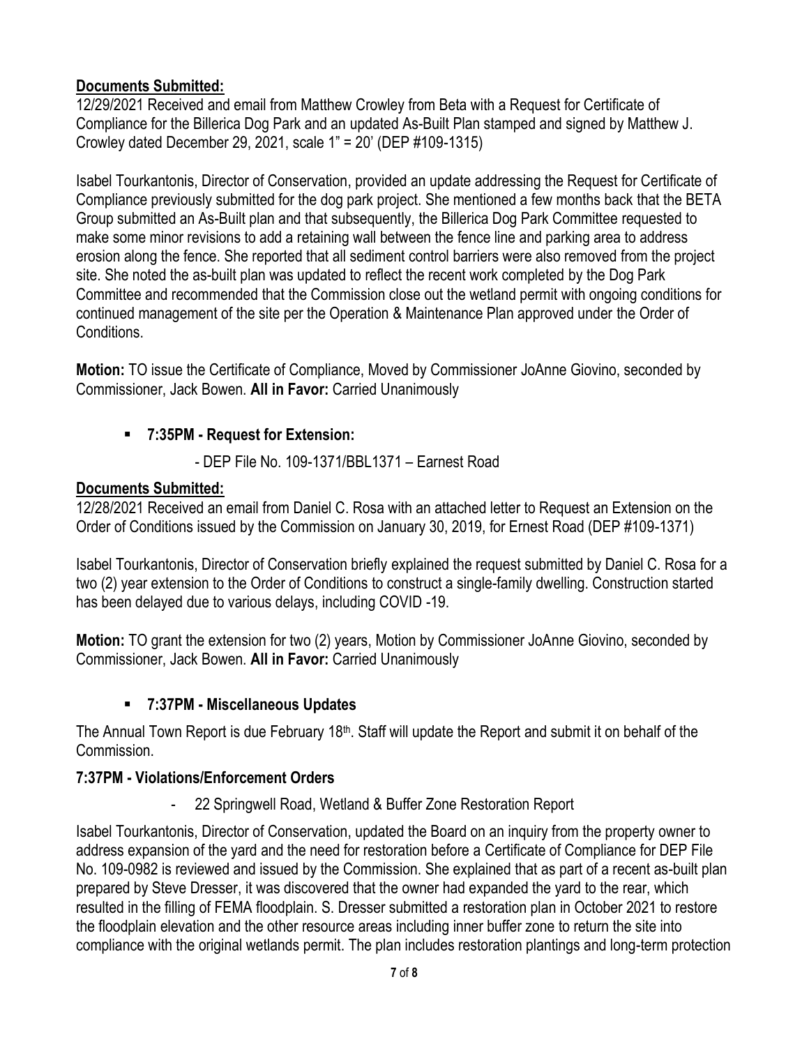**Documents Submitted:**
12/29/2021 Received and email from Matthew Crowley from Beta with a Request for Certificate of Compliance for the Billerica Dog Park and an updated As-Built Plan stamped and signed by Matthew J. Crowley dated December 29, 2021, scale 1" = 20' (DEP #109-1315)

Isabel Tourkantonis, Director of Conservation, provided an update addressing the Request for Certificate of Compliance previously submitted for the dog park project. She mentioned a few months back that the BETA Group submitted an As-Built plan and that subsequently, the Billerica Dog Park Committee requested to make some minor revisions to add a retaining wall between the fence line and parking area to address erosion along the fence. She reported that all sediment control barriers were also removed from the project site. She noted the as-built plan was updated to reflect the recent work completed by the Dog Park Committee and recommended that the Commission close out the wetland permit with ongoing conditions for continued management of the site per the Operation & Maintenance Plan approved under the Order of Conditions.

**Motion:** TO issue the Certificate of Compliance, Moved by Commissioner JoAnne Giovino, seconded by Commissioner, Jack Bowen. **All in Favor:** Carried Unanimously

- **7:35PM - Request for Extension:**
    - DEP File No. 109-1371/BBL1371 – Earnest Road

**Documents Submitted:**
12/28/2021 Received an email from Daniel C. Rosa with an attached letter to Request an Extension on the Order of Conditions issued by the Commission on January 30, 2019, for Ernest Road (DEP #109-1371)

Isabel Tourkantonis, Director of Conservation briefly explained the request submitted by Daniel C. Rosa for a two (2) year extension to the Order of Conditions to construct a single-family dwelling. Construction started has been delayed due to various delays, including COVID -19.

**Motion:** TO grant the extension for two (2) years, Motion by Commissioner JoAnne Giovino, seconded by Commissioner, Jack Bowen. **All in Favor:** Carried Unanimously

- **7:37PM - Miscellaneous Updates**

The Annual Town Report is due February 18th. Staff will update the Report and submit it on behalf of the Commission.

**7:37PM - Violations/Enforcement Orders**

- 22 Springwell Road, Wetland & Buffer Zone Restoration Report

Isabel Tourkantonis, Director of Conservation, updated the Board on an inquiry from the property owner to address expansion of the yard and the need for restoration before a Certificate of Compliance for DEP File No. 109-0982 is reviewed and issued by the Commission. She explained that as part of a recent as-built plan prepared by Steve Dresser, it was discovered that the owner had expanded the yard to the rear, which resulted in the filling of FEMA floodplain. S. Dresser submitted a restoration plan in October 2021 to restore the floodplain elevation and the other resource areas including inner buffer zone to return the site into compliance with the original wetlands permit. The plan includes restoration plantings and long-term protection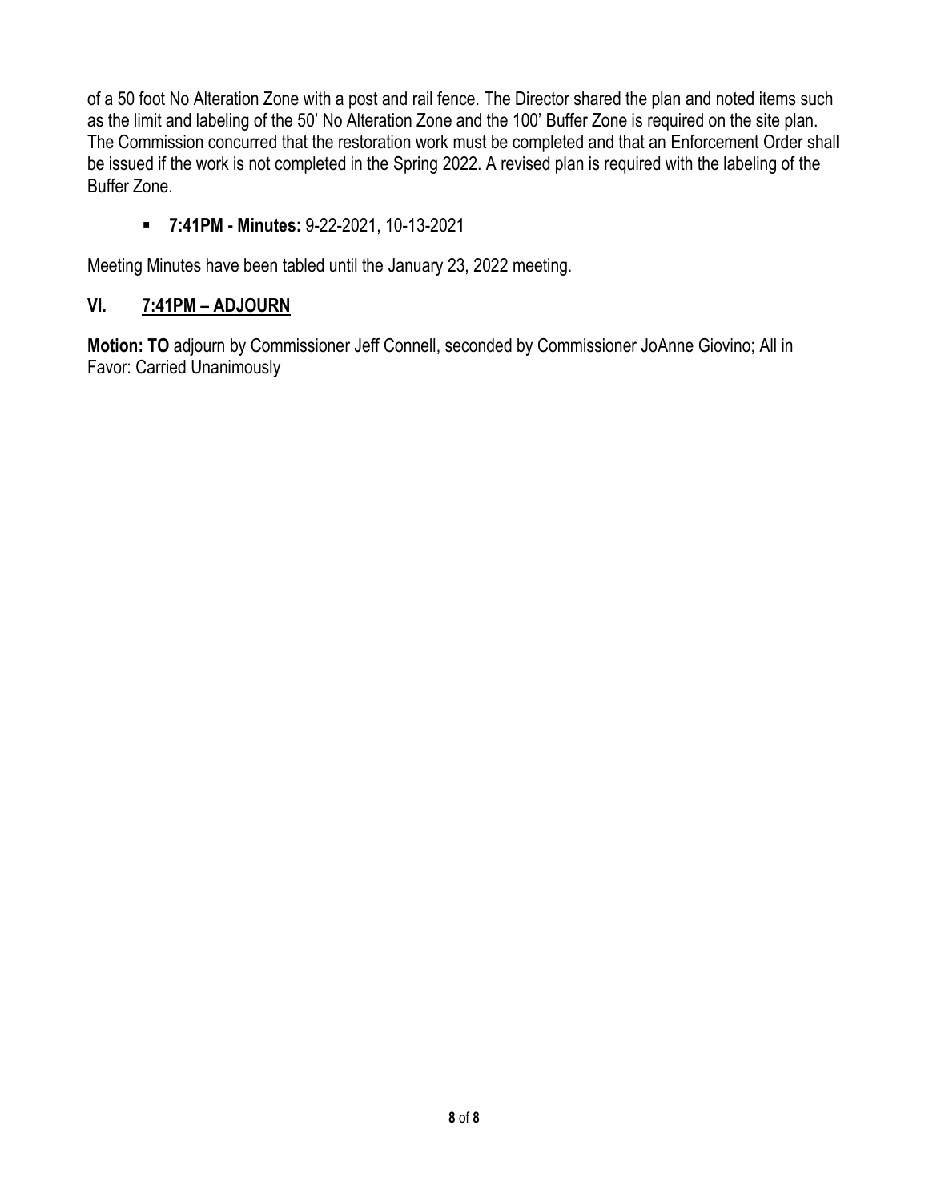of a 50 foot No Alteration Zone with a post and rail fence. The Director shared the plan and noted items such as the limit and labeling of the 50' No Alteration Zone and the 100' Buffer Zone is required on the site plan. The Commission concurred that the restoration work must be completed and that an Enforcement Order shall be issued if the work is not completed in the Spring 2022. A revised plan is required with the labeling of the Buffer Zone.

- **7:41PM - Minutes:** 9-22-2021, 10-13-2021

Meeting Minutes have been tabled until the January 23, 2022 meeting.

## VI. 7:41PM – ADJOURN

**Motion: TO** adjourn by Commissioner Jeff Connell, seconded by Commissioner JoAnne Giovino; All in Favor: Carried Unanimously